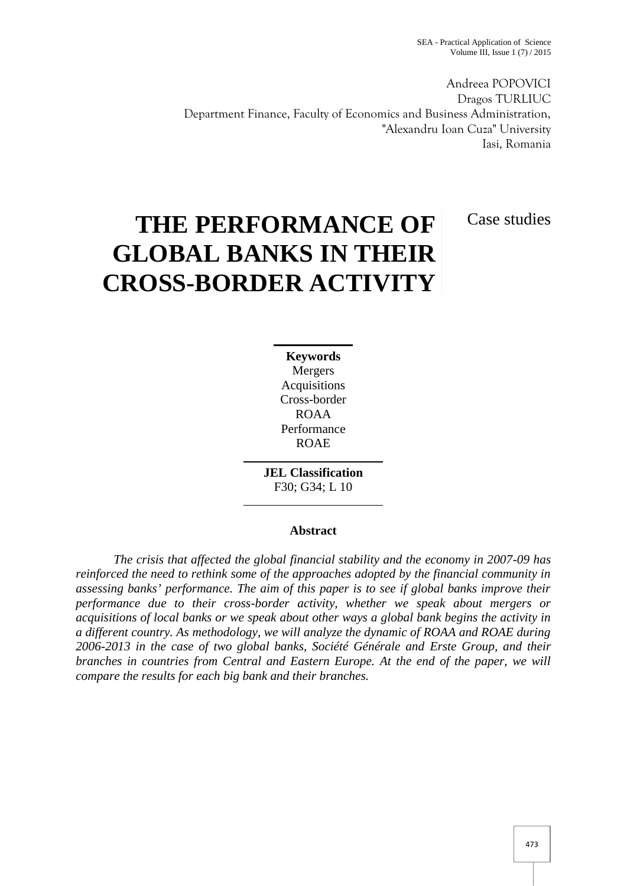Andreea POPOVICI
Dragos TURLIUC
Department Finance, Faculty of Economics and Business Administration,
"Alexandru Ioan Cuza" University
Iasi, Romania

# THE PERFORMANCE OF GLOBAL BANKS IN THEIR CROSS-BORDER ACTIVITY

Case studies

**Keywords**
Mergers
Acquisitions
Cross-border
ROAA
Performance
ROAE

**JEL Classification**
F30; G34; L 10

**Abstract**

*The crisis that affected the global financial stability and the economy in 2007-09 has reinforced the need to rethink some of the approaches adopted by the financial community in assessing banks' performance. The aim of this paper is to see if global banks improve their performance due to their cross-border activity, whether we speak about mergers or acquisitions of local banks or we speak about other ways a global bank begins the activity in a different country. As methodology, we will analyze the dynamic of ROAA and ROAE during 2006-2013 in the case of two global banks, Société Générale and Erste Group, and their branches in countries from Central and Eastern Europe. At the end of the paper, we will compare the results for each big bank and their branches.*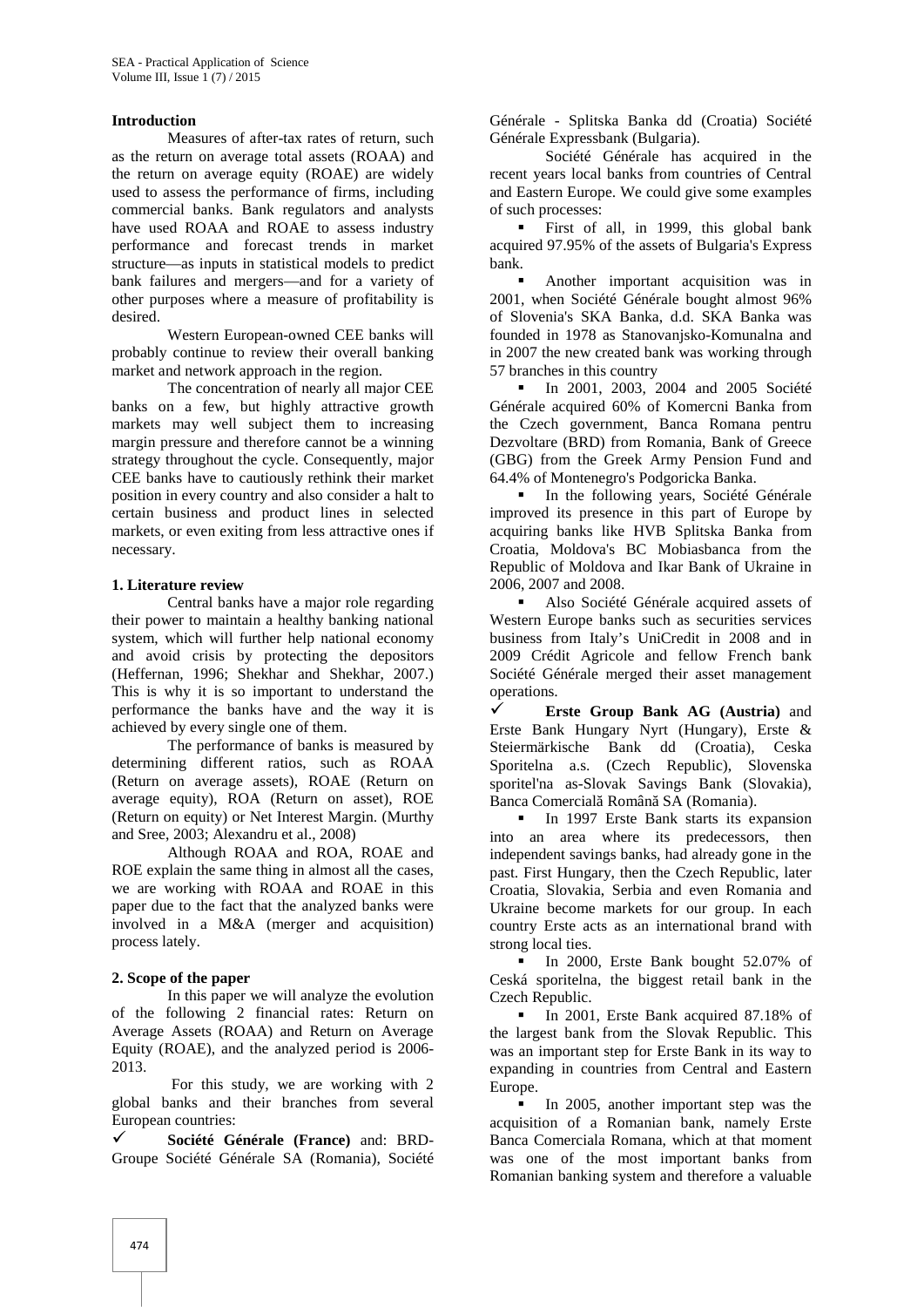**Introduction**

Measures of after-tax rates of return, such as the return on average total assets (ROAA) and the return on average equity (ROAE) are widely used to assess the performance of firms, including commercial banks. Bank regulators and analysts have used ROAA and ROAE to assess industry performance and forecast trends in market structure—as inputs in statistical models to predict bank failures and mergers—and for a variety of other purposes where a measure of profitability is desired.

Western European-owned CEE banks will probably continue to review their overall banking market and network approach in the region.

The concentration of nearly all major CEE banks on a few, but highly attractive growth markets may well subject them to increasing margin pressure and therefore cannot be a winning strategy throughout the cycle. Consequently, major CEE banks have to cautiously rethink their market position in every country and also consider a halt to certain business and product lines in selected markets, or even exiting from less attractive ones if necessary.

**1. Literature review**

Central banks have a major role regarding their power to maintain a healthy banking national system, which will further help national economy and avoid crisis by protecting the depositors (Heffernan, 1996; Shekhar and Shekhar, 2007.) This is why it is so important to understand the performance the banks have and the way it is achieved by every single one of them.

The performance of banks is measured by determining different ratios, such as ROAA (Return on average assets), ROAE (Return on average equity), ROA (Return on asset), ROE (Return on equity) or Net Interest Margin. (Murthy and Sree, 2003; Alexandru et al., 2008)

Although ROAA and ROA, ROAE and ROE explain the same thing in almost all the cases, we are working with ROAA and ROAE in this paper due to the fact that the analyzed banks were involved in a M&A (merger and acquisition) process lately.

**2. Scope of the paper**

In this paper we will analyze the evolution of the following 2 financial rates: Return on Average Assets (ROAA) and Return on Average Equity (ROAE), and the analyzed period is 2006-2013.

For this study, we are working with 2 global banks and their branches from several European countries:

- ✓ **Société Générale (France)** and: BRD-Groupe Société Générale SA (Romania), Société Générale - Splitska Banka dd (Croatia) Société Générale Expressbank (Bulgaria).

Société Générale has acquired in the recent years local banks from countries of Central and Eastern Europe. We could give some examples of such processes:

- First of all, in 1999, this global bank acquired 97.95% of the assets of Bulgaria's Express bank.
- Another important acquisition was in 2001, when Société Générale bought almost 96% of Slovenia's SKA Banka, d.d. SKA Banka was founded in 1978 as Stanovanjsko-Komunalna and in 2007 the new created bank was working through 57 branches in this country
- In 2001, 2003, 2004 and 2005 Société Générale acquired 60% of Komercni Banka from the Czech government, Banca Romana pentru Dezvoltare (BRD) from Romania, Bank of Greece (GBG) from the Greek Army Pension Fund and 64.4% of Montenegro's Podgoricka Banka.
- In the following years, Société Générale improved its presence in this part of Europe by acquiring banks like HVB Splitska Banka from Croatia, Moldova's BC Mobiasbanca from the Republic of Moldova and Ikar Bank of Ukraine in 2006, 2007 and 2008.
- Also Société Générale acquired assets of Western Europe banks such as securities services business from Italy's UniCredit in 2008 and in 2009 Crédit Agricole and fellow French bank Société Générale merged their asset management operations.

- ✓ **Erste Group Bank AG (Austria)** and Erste Bank Hungary Nyrt (Hungary), Erste & Steiermärkische Bank dd (Croatia), Ceska Sporitelna a.s. (Czech Republic), Slovenska sporitel'na as-Slovak Savings Bank (Slovakia), Banca Comercială Română SA (Romania).

- In 1997 Erste Bank starts its expansion into an area where its predecessors, then independent savings banks, had already gone in the past. First Hungary, then the Czech Republic, later Croatia, Slovakia, Serbia and even Romania and Ukraine become markets for our group. In each country Erste acts as an international brand with strong local ties.
- In 2000, Erste Bank bought 52.07% of Ceská sporitelna, the biggest retail bank in the Czech Republic.
- In 2001, Erste Bank acquired 87.18% of the largest bank from the Slovak Republic. This was an important step for Erste Bank in its way to expanding in countries from Central and Eastern Europe.
- In 2005, another important step was the acquisition of a Romanian bank, namely Erste Banca Comerciala Romana, which at that moment was one of the most important banks from Romanian banking system and therefore a valuable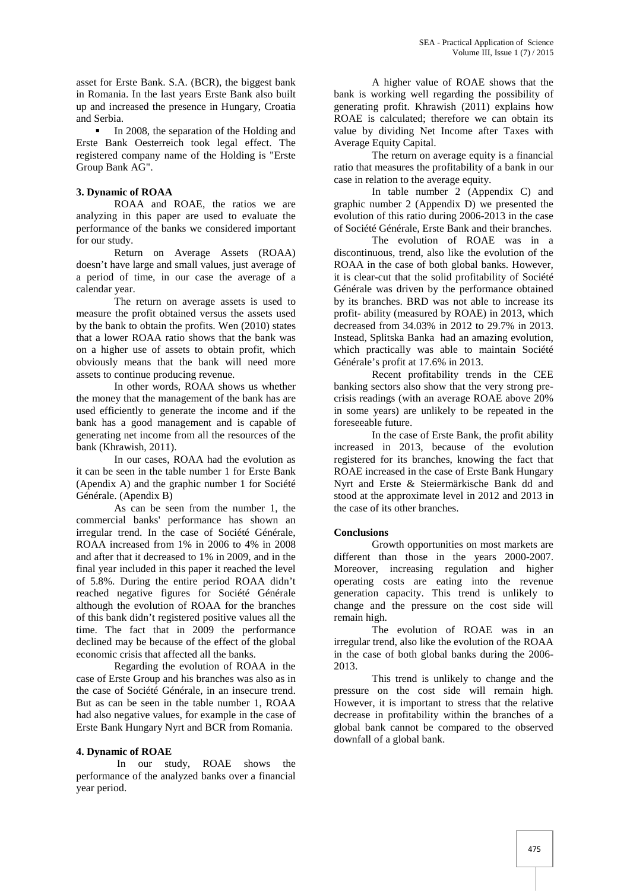asset for Erste Bank. S.A. (BCR), the biggest bank in Romania. In the last years Erste Bank also built up and increased the presence in Hungary, Croatia and Serbia.

- In 2008, the separation of the Holding and Erste Bank Oesterreich took legal effect. The registered company name of the Holding is "Erste Group Bank AG".

## 3. Dynamic of ROAA

ROAA and ROAE, the ratios we are analyzing in this paper are used to evaluate the performance of the banks we considered important for our study.

Return on Average Assets (ROAA) doesn't have large and small values, just average of a period of time, in our case the average of a calendar year.

The return on average assets is used to measure the profit obtained versus the assets used by the bank to obtain the profits. Wen (2010) states that a lower ROAA ratio shows that the bank was on a higher use of assets to obtain profit, which obviously means that the bank will need more assets to continue producing revenue.

In other words, ROAA shows us whether the money that the management of the bank has are used efficiently to generate the income and if the bank has a good management and is capable of generating net income from all the resources of the bank (Khrawish, 2011).

In our cases, ROAA had the evolution as it can be seen in the table number 1 for Erste Bank (Apendix A) and the graphic number 1 for Société Générale. (Apendix B)

As can be seen from the number 1, the commercial banks' performance has shown an irregular trend. In the case of Société Générale, ROAA increased from 1% in 2006 to 4% in 2008 and after that it decreased to 1% in 2009, and in the final year included in this paper it reached the level of 5.8%. During the entire period ROAA didn't reached negative figures for Société Générale although the evolution of ROAA for the branches of this bank didn't registered positive values all the time. The fact that in 2009 the performance declined may be because of the effect of the global economic crisis that affected all the banks.

Regarding the evolution of ROAA in the case of Erste Group and his branches was also as in the case of Société Générale, in an insecure trend. But as can be seen in the table number 1, ROAA had also negative values, for example in the case of Erste Bank Hungary Nyrt and BCR from Romania.

## 4. Dynamic of ROAE

In our study, ROAE shows the performance of the analyzed banks over a financial year period.

A higher value of ROAE shows that the bank is working well regarding the possibility of generating profit. Khrawish (2011) explains how ROAE is calculated; therefore we can obtain its value by dividing Net Income after Taxes with Average Equity Capital.

The return on average equity is a financial ratio that measures the profitability of a bank in our case in relation to the average equity.

In table number 2 (Appendix C) and graphic number 2 (Appendix D) we presented the evolution of this ratio during 2006-2013 in the case of Société Générale, Erste Bank and their branches.

The evolution of ROAE was in a discontinuous, trend, also like the evolution of the ROAA in the case of both global banks. However, it is clear-cut that the solid profitability of Société Générale was driven by the performance obtained by its branches. BRD was not able to increase its profit- ability (measured by ROAE) in 2013, which decreased from 34.03% in 2012 to 29.7% in 2013. Instead, Splitska Banka had an amazing evolution, which practically was able to maintain Société Générale's profit at 17.6% in 2013.

Recent profitability trends in the CEE banking sectors also show that the very strong pre-crisis readings (with an average ROAE above 20% in some years) are unlikely to be repeated in the foreseeable future.

In the case of Erste Bank, the profit ability increased in 2013, because of the evolution registered for its branches, knowing the fact that ROAE increased in the case of Erste Bank Hungary Nyrt and Erste & Steiermärkische Bank dd and stood at the approximate level in 2012 and 2013 in the case of its other branches.

## Conclusions

Growth opportunities on most markets are different than those in the years 2000-2007. Moreover, increasing regulation and higher operating costs are eating into the revenue generation capacity. This trend is unlikely to change and the pressure on the cost side will remain high.

The evolution of ROAE was in an irregular trend, also like the evolution of the ROAA in the case of both global banks during the 2006-2013.

This trend is unlikely to change and the pressure on the cost side will remain high. However, it is important to stress that the relative decrease in profitability within the branches of a global bank cannot be compared to the observed downfall of a global bank.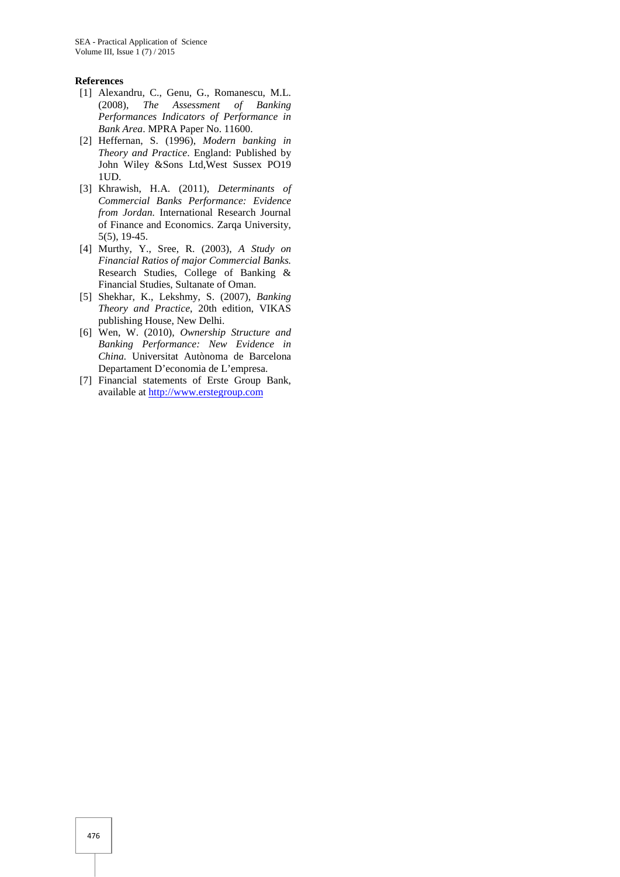**References**

[1] Alexandru, C., Genu, G., Romanescu, M.L. (2008), *The Assessment of Banking Performances Indicators of Performance in Bank Area*. MPRA Paper No. 11600.

[2] Heffernan, S. (1996), *Modern banking in Theory and Practice*. England: Published by John Wiley &Sons Ltd,West Sussex PO19 1UD.

[3] Khrawish, H.A. (2011), *Determinants of Commercial Banks Performance: Evidence from Jordan.* International Research Journal of Finance and Economics. Zarqa University, 5(5), 19-45.

[4] Murthy, Y., Sree, R. (2003), *A Study on Financial Ratios of major Commercial Banks.* Research Studies, College of Banking & Financial Studies, Sultanate of Oman.

[5] Shekhar, K., Lekshmy, S. (2007), *Banking Theory and Practice*, 20th edition, VIKAS publishing House, New Delhi.

[6] Wen, W. (2010), *Ownership Structure and Banking Performance: New Evidence in China.* Universitat Autònoma de Barcelona Departament D'economia de L'empresa.

[7] Financial statements of Erste Group Bank, available at http://www.erstegroup.com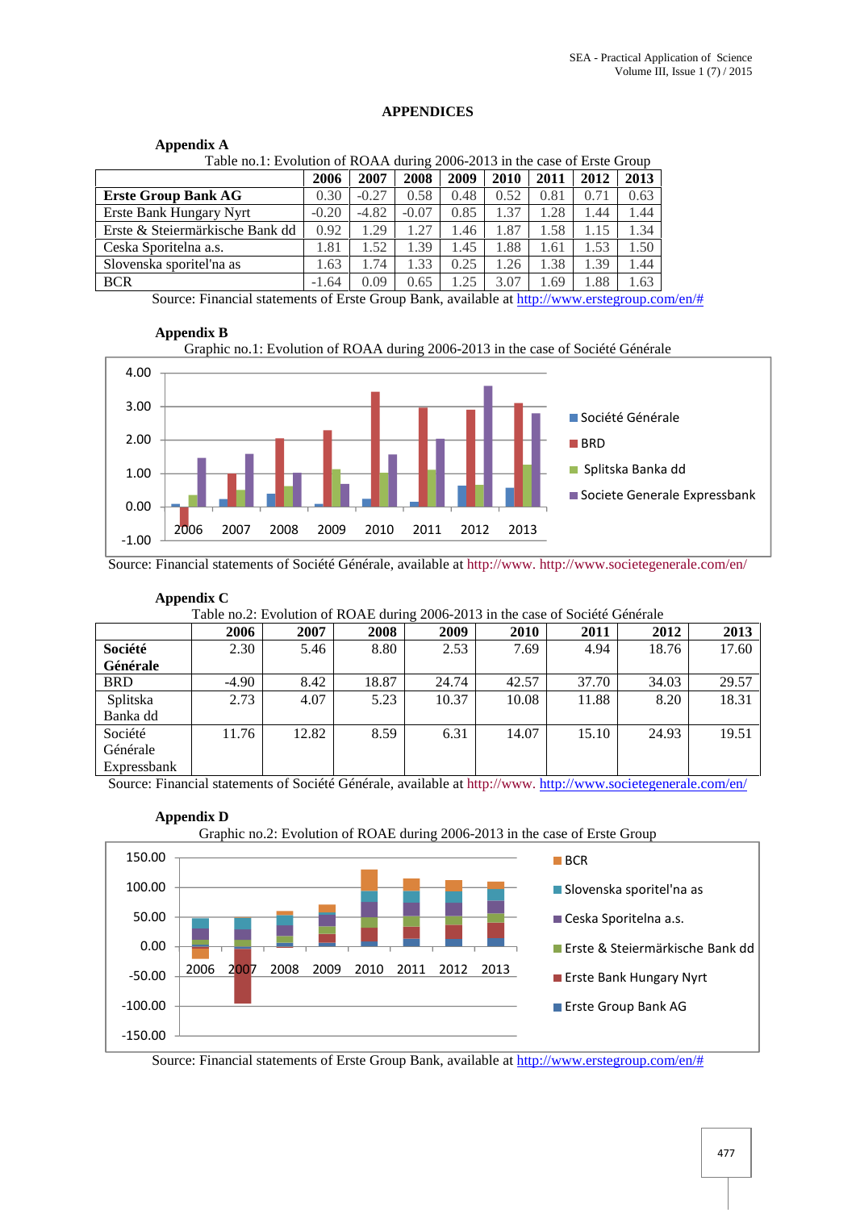## APPENDICES

### Appendix A

Table no.1: Evolution of ROAA during 2006-2013 in the case of Erste Group

| | 2006 | 2007 | 2008 | 2009 | 2010 | 2011 | 2012 | 2013 |
|---|---|---|---|---|---|---|---|---|
| **Erste Group Bank AG** | 0.30 | -0.27 | 0.58 | 0.48 | 0.52 | 0.81 | 0.71 | 0.63 |
| Erste Bank Hungary Nyrt | -0.20 | -4.82 | -0.07 | 0.85 | 1.37 | 1.28 | 1.44 | 1.44 |
| Erste & Steiermärkische Bank dd | 0.92 | 1.29 | 1.27 | 1.46 | 1.87 | 1.58 | 1.15 | 1.34 |
| Ceska Sporitelna a.s. | 1.81 | 1.52 | 1.39 | 1.45 | 1.88 | 1.61 | 1.53 | 1.50 |
| Slovenska sporitel'na as | 1.63 | 1.74 | 1.33 | 0.25 | 1.26 | 1.38 | 1.39 | 1.44 |
| BCR | -1.64 | 0.09 | 0.65 | 1.25 | 3.07 | 1.69 | 1.88 | 1.63 |

Source: Financial statements of Erste Group Bank, available at http://www.erstegroup.com/en/#

### Appendix B

Graphic no.1: Evolution of ROAA during 2006-2013 in the case of Société Générale

Source: Financial statements of Société Générale, available at http://www. http://www.societegenerale.com/en/

### Appendix C

Table no.2: Evolution of ROAE during 2006-2013 in the case of Société Générale

| | 2006 | 2007 | 2008 | 2009 | 2010 | 2011 | 2012 | 2013 |
|---|---|---|---|---|---|---|---|---|
| **Société Générale** | 2.30 | 5.46 | 8.80 | 2.53 | 7.69 | 4.94 | 18.76 | 17.60 |
| BRD | -4.90 | 8.42 | 18.87 | 24.74 | 42.57 | 37.70 | 34.03 | 29.57 |
| Splitska Banka dd | 2.73 | 4.07 | 5.23 | 10.37 | 10.08 | 11.88 | 8.20 | 18.31 |
| Société Générale Expressbank | 11.76 | 12.82 | 8.59 | 6.31 | 14.07 | 15.10 | 24.93 | 19.51 |

Source: Financial statements of Société Générale, available at http://www. http://www.societegenerale.com/en/

### Appendix D

Graphic no.2: Evolution of ROAE during 2006-2013 in the case of Erste Group

Source: Financial statements of Erste Group Bank, available at http://www.erstegroup.com/en/#